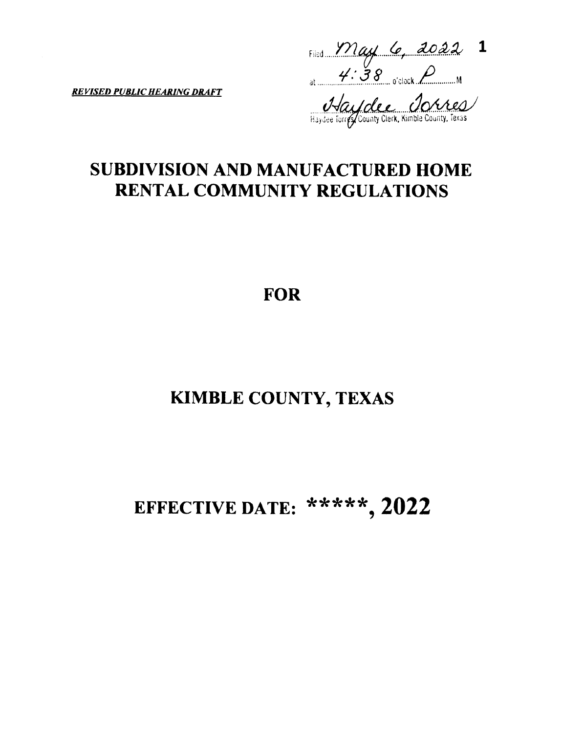Filed May 6, 2022

at 4:38 o'clock P M

Haydee Torres
Haydee Torres, County Clerk, Kimble County, Texas

***REVISED PUBLIC HEARING DRAFT***

# SUBDIVISION AND MANUFACTURED HOME RENTAL COMMUNITY REGULATIONS

## FOR

## KIMBLE COUNTY, TEXAS

## EFFECTIVE DATE: *****, 2022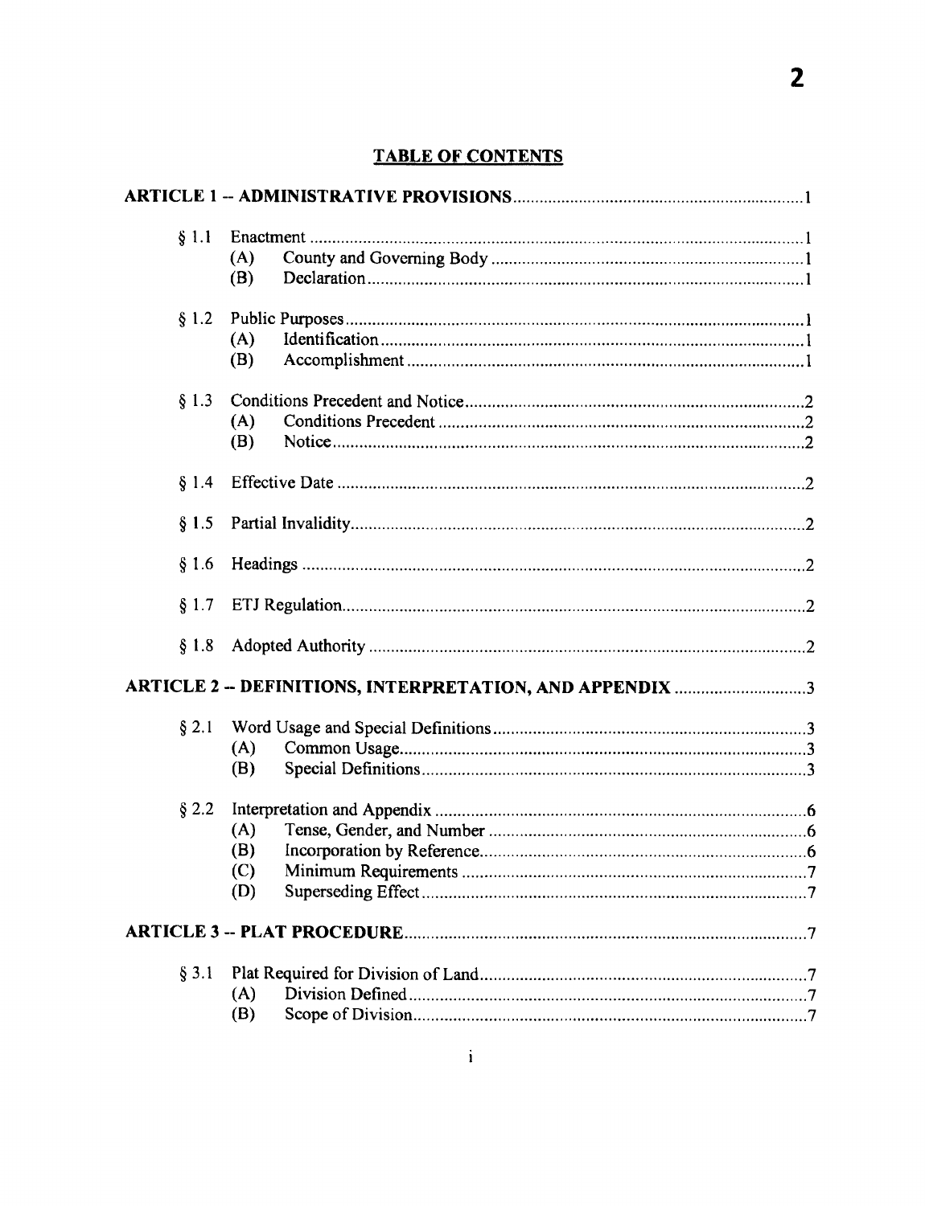## TABLE OF CONTENTS

**ARTICLE 1 -- ADMINISTRATIVE PROVISIONS** .......... 1

§ 1.1 Enactment .......... 1
- (A) County and Governing Body .......... 1
- (B) Declaration .......... 1

§ 1.2 Public Purposes .......... 1
- (A) Identification .......... 1
- (B) Accomplishment .......... 1

§ 1.3 Conditions Precedent and Notice .......... 2
- (A) Conditions Precedent .......... 2
- (B) Notice .......... 2

§ 1.4 Effective Date .......... 2

§ 1.5 Partial Invalidity .......... 2

§ 1.6 Headings .......... 2

§ 1.7 ETJ Regulation .......... 2

§ 1.8 Adopted Authority .......... 2

**ARTICLE 2 -- DEFINITIONS, INTERPRETATION, AND APPENDIX** .......... 3

§ 2.1 Word Usage and Special Definitions .......... 3
- (A) Common Usage .......... 3
- (B) Special Definitions .......... 3

§ 2.2 Interpretation and Appendix .......... 6
- (A) Tense, Gender, and Number .......... 6
- (B) Incorporation by Reference .......... 6
- (C) Minimum Requirements .......... 7
- (D) Superseding Effect .......... 7

**ARTICLE 3 -- PLAT PROCEDURE** .......... 7

§ 3.1 Plat Required for Division of Land .......... 7
- (A) Division Defined .......... 7
- (B) Scope of Division .......... 7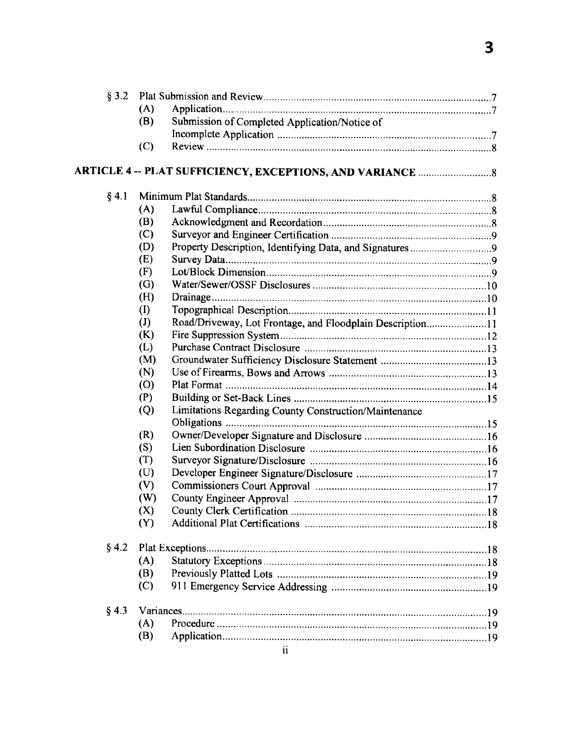§ 3.2 Plat Submission and Review ....................................................................................7

- (A) Application ....................................................................................7
- (B) Submission of Completed Application/Notice of Incomplete Application ....................................................................................7
- (C) Review ....................................................................................8

**ARTICLE 4 -- PLAT SUFFICIENCY, EXCEPTIONS, AND VARIANCE** ....................................8

§ 4.1 Minimum Plat Standards ....................................................................................8

- (A) Lawful Compliance ....................................................................................8
- (B) Acknowledgment and Recordation ....................................................................................8
- (C) Surveyor and Engineer Certification ....................................................................................9
- (D) Property Description, Identifying Data, and Signatures ....................................................................................9
- (E) Survey Data ....................................................................................9
- (F) Lot/Block Dimension ....................................................................................9
- (G) Water/Sewer/OSSF Disclosures ....................................................................................10
- (H) Drainage ....................................................................................10
- (I) Topographical Description ....................................................................................11
- (J) Road/Driveway, Lot Frontage, and Floodplain Description ....................................................................................11
- (K) Fire Suppression System ....................................................................................12
- (L) Purchase Contract Disclosure ....................................................................................13
- (M) Groundwater Sufficiency Disclosure Statement ....................................................................................13
- (N) Use of Firearms, Bows and Arrows ....................................................................................13
- (O) Plat Format ....................................................................................14
- (P) Building or Set-Back Lines ....................................................................................15
- (Q) Limitations Regarding County Construction/Maintenance Obligations ....................................................................................15
- (R) Owner/Developer Signature and Disclosure ....................................................................................16
- (S) Lien Subordination Disclosure ....................................................................................16
- (T) Surveyor Signature/Disclosure ....................................................................................16
- (U) Developer Engineer Signature/Disclosure ....................................................................................17
- (V) Commissioners Court Approval ....................................................................................17
- (W) County Engineer Approval ....................................................................................17
- (X) County Clerk Certification ....................................................................................18
- (Y) Additional Plat Certifications ....................................................................................18

§ 4.2 Plat Exceptions ....................................................................................18

- (A) Statutory Exceptions ....................................................................................18
- (B) Previously Platted Lots ....................................................................................19
- (C) 911 Emergency Service Addressing ....................................................................................19

§ 4.3 Variances ....................................................................................19

- (A) Procedure ....................................................................................19
- (B) Application ....................................................................................19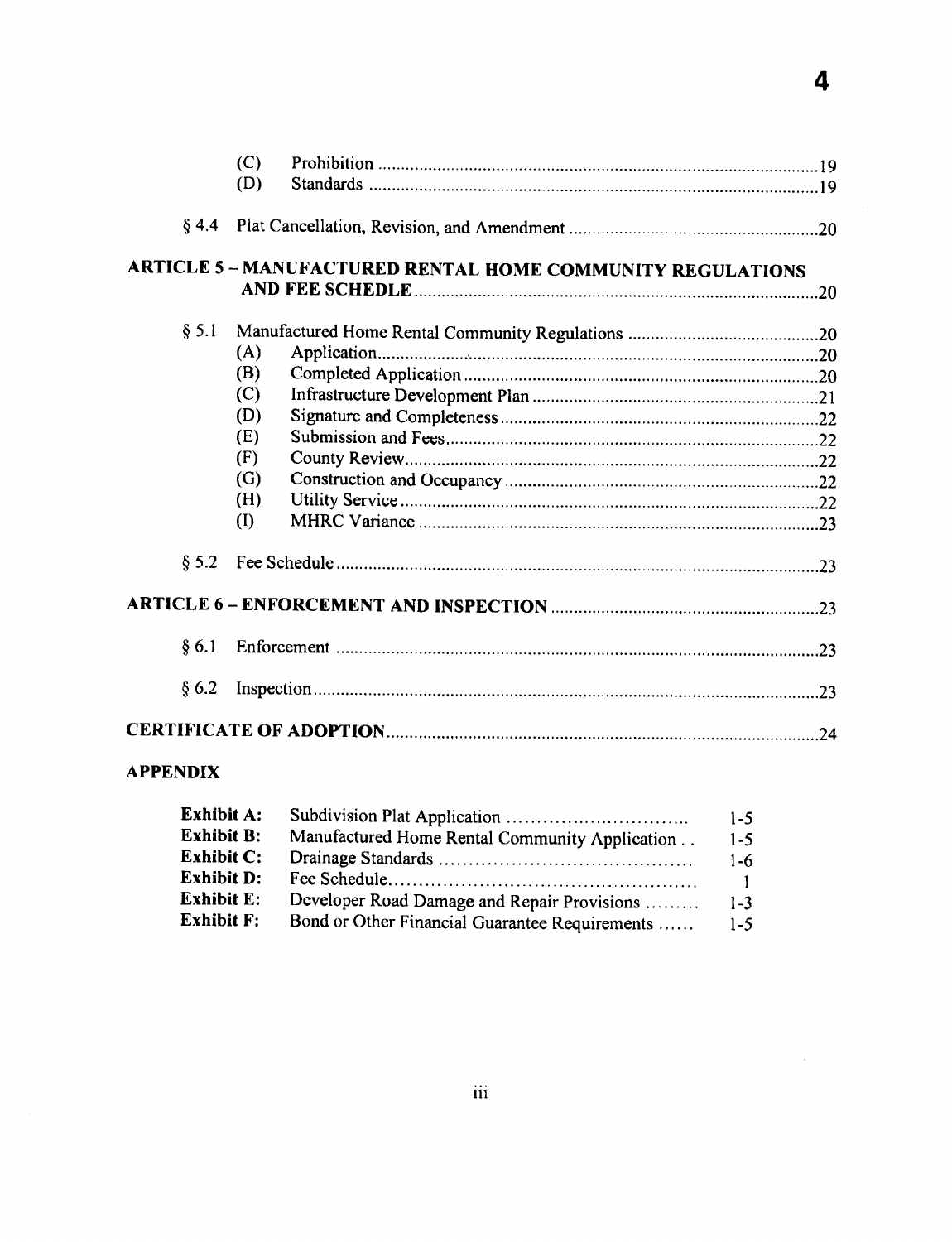- (C) Prohibition .......... 19
- (D) Standards .......... 19

§ 4.4 Plat Cancellation, Revision, and Amendment .......... 20

**ARTICLE 5 – MANUFACTURED RENTAL HOME COMMUNITY REGULATIONS AND FEE SCHEDULE** .......... 20

§ 5.1 Manufactured Home Rental Community Regulations .......... 20

- (A) Application .......... 20
- (B) Completed Application .......... 20
- (C) Infrastructure Development Plan .......... 21
- (D) Signature and Completeness .......... 22
- (E) Submission and Fees .......... 22
- (F) County Review .......... 22
- (G) Construction and Occupancy .......... 22
- (H) Utility Service .......... 22
- (I) MHRC Variance .......... 23

§ 5.2 Fee Schedule .......... 23

**ARTICLE 6 – ENFORCEMENT AND INSPECTION** .......... 23

§ 6.1 Enforcement .......... 23

§ 6.2 Inspection .......... 23

**CERTIFICATE OF ADOPTION** .......... 24

**APPENDIX**

| | | |
|---|---|---|
| **Exhibit A:** | Subdivision Plat Application .......... | 1-5 |
| **Exhibit B:** | Manufactured Home Rental Community Application .. | 1-5 |
| **Exhibit C:** | Drainage Standards .......... | 1-6 |
| **Exhibit D:** | Fee Schedule .......... | 1 |
| **Exhibit E:** | Developer Road Damage and Repair Provisions .......... | 1-3 |
| **Exhibit F:** | Bond or Other Financial Guarantee Requirements ...... | 1-5 |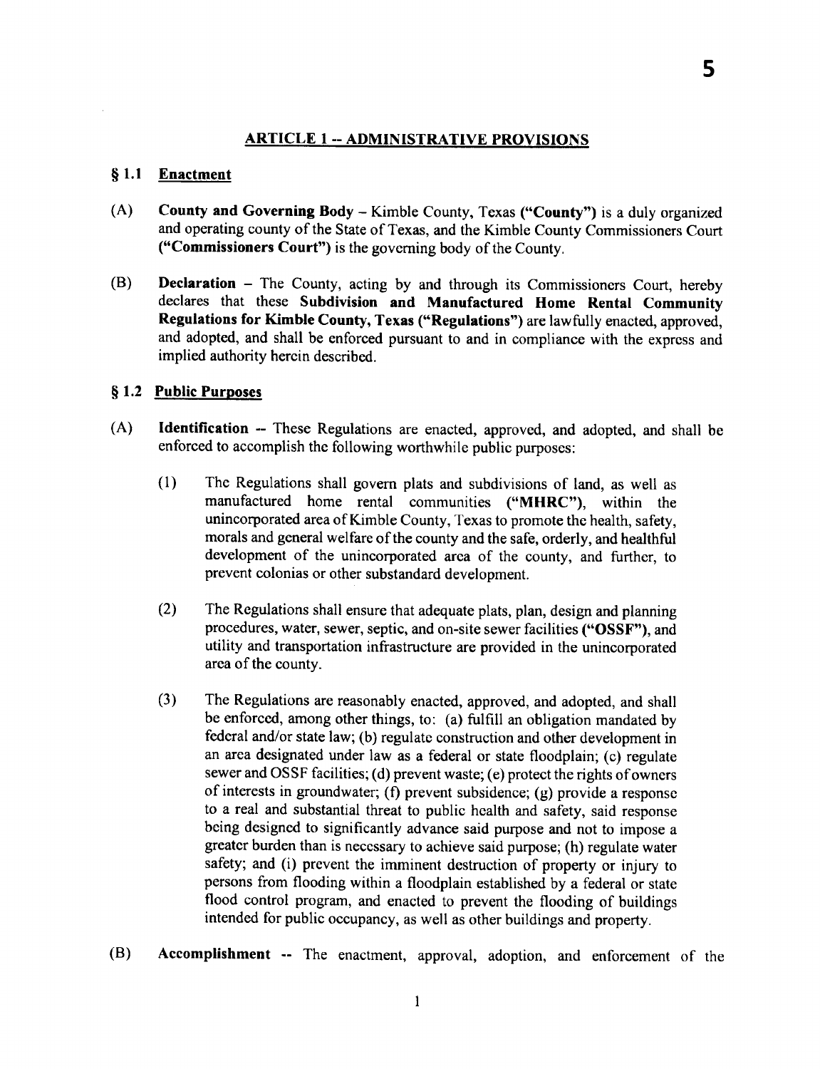## ARTICLE 1 -- ADMINISTRATIVE PROVISIONS

### § 1.1 Enactment

(A) **County and Governing Body** – Kimble County, Texas **("County")** is a duly organized and operating county of the State of Texas, and the Kimble County Commissioners Court **("Commissioners Court")** is the governing body of the County.

(B) **Declaration** – The County, acting by and through its Commissioners Court, hereby declares that these **Subdivision and Manufactured Home Rental Community Regulations for Kimble County, Texas ("Regulations")** are lawfully enacted, approved, and adopted, and shall be enforced pursuant to and in compliance with the express and implied authority herein described.

### § 1.2 Public Purposes

(A) **Identification** -- These Regulations are enacted, approved, and adopted, and shall be enforced to accomplish the following worthwhile public purposes:

(1) The Regulations shall govern plats and subdivisions of land, as well as manufactured home rental communities **("MHRC")**, within the unincorporated area of Kimble County, Texas to promote the health, safety, morals and general welfare of the county and the safe, orderly, and healthful development of the unincorporated area of the county, and further, to prevent colonias or other substandard development.

(2) The Regulations shall ensure that adequate plats, plan, design and planning procedures, water, sewer, septic, and on-site sewer facilities **("OSSF")**, and utility and transportation infrastructure are provided in the unincorporated area of the county.

(3) The Regulations are reasonably enacted, approved, and adopted, and shall be enforced, among other things, to: (a) fulfill an obligation mandated by federal and/or state law; (b) regulate construction and other development in an area designated under law as a federal or state floodplain; (c) regulate sewer and OSSF facilities; (d) prevent waste; (e) protect the rights of owners of interests in groundwater; (f) prevent subsidence; (g) provide a response to a real and substantial threat to public health and safety, said response being designed to significantly advance said purpose and not to impose a greater burden than is necessary to achieve said purpose; (h) regulate water safety; and (i) prevent the imminent destruction of property or injury to persons from flooding within a floodplain established by a federal or state flood control program, and enacted to prevent the flooding of buildings intended for public occupancy, as well as other buildings and property.

(B) **Accomplishment** -- The enactment, approval, adoption, and enforcement of the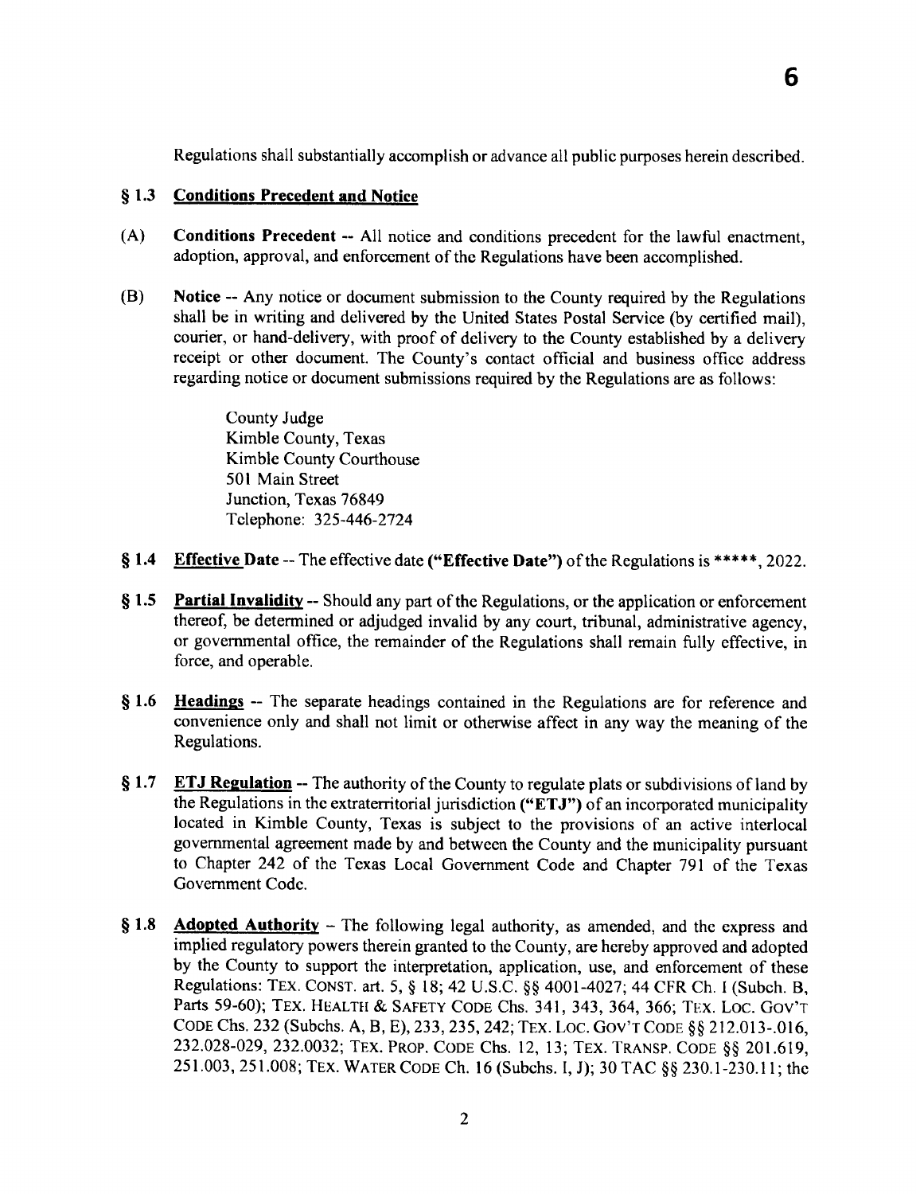Regulations shall substantially accomplish or advance all public purposes herein described.

### § 1.3 Conditions Precedent and Notice

(A) **Conditions Precedent** -- All notice and conditions precedent for the lawful enactment, adoption, approval, and enforcement of the Regulations have been accomplished.

(B) **Notice** -- Any notice or document submission to the County required by the Regulations shall be in writing and delivered by the United States Postal Service (by certified mail), courier, or hand-delivery, with proof of delivery to the County established by a delivery receipt or other document. The County's contact official and business office address regarding notice or document submissions required by the Regulations are as follows:

> County Judge
> Kimble County, Texas
> Kimble County Courthouse
> 501 Main Street
> Junction, Texas 76849
> Telephone: 325-446-2724

**§ 1.4** **Effective Date** -- The effective date **("Effective Date")** of the Regulations is *****, 2022.

**§ 1.5** **Partial Invalidity** -- Should any part of the Regulations, or the application or enforcement thereof, be determined or adjudged invalid by any court, tribunal, administrative agency, or governmental office, the remainder of the Regulations shall remain fully effective, in force, and operable.

**§ 1.6** **Headings** -- The separate headings contained in the Regulations are for reference and convenience only and shall not limit or otherwise affect in any way the meaning of the Regulations.

**§ 1.7** **ETJ Regulation** -- The authority of the County to regulate plats or subdivisions of land by the Regulations in the extraterritorial jurisdiction **("ETJ")** of an incorporated municipality located in Kimble County, Texas is subject to the provisions of an active interlocal governmental agreement made by and between the County and the municipality pursuant to Chapter 242 of the Texas Local Government Code and Chapter 791 of the Texas Government Code.

**§ 1.8** **Adopted Authority** – The following legal authority, as amended, and the express and implied regulatory powers therein granted to the County, are hereby approved and adopted by the County to support the interpretation, application, use, and enforcement of these Regulations: TEX. CONST. art. 5, § 18; 42 U.S.C. §§ 4001-4027; 44 CFR Ch. I (Subch. B, Parts 59-60); TEX. HEALTH & SAFETY CODE Chs. 341, 343, 364, 366; TEX. LOC. GOV'T CODE Chs. 232 (Subchs. A, B, E), 233, 235, 242; TEX. LOC. GOV'T CODE §§ 212.013-.016, 232.028-029, 232.0032; TEX. PROP. CODE Chs. 12, 13; TEX. TRANSP. CODE §§ 201.619, 251.003, 251.008; TEX. WATER CODE Ch. 16 (Subchs. I, J); 30 TAC §§ 230.1-230.11; the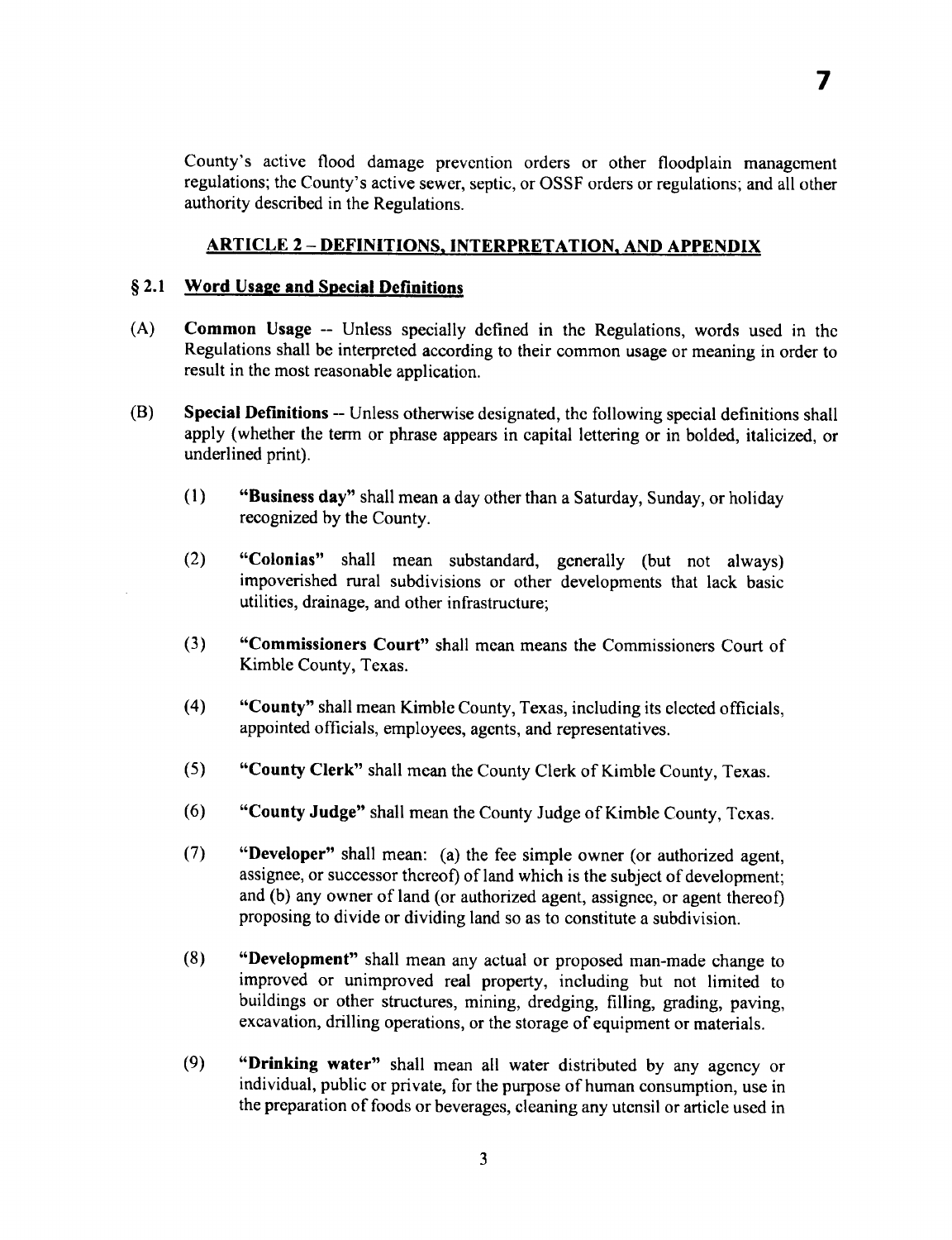County's active flood damage prevention orders or other floodplain management regulations; the County's active sewer, septic, or OSSF orders or regulations; and all other authority described in the Regulations.

## ARTICLE 2 – DEFINITIONS, INTERPRETATION, AND APPENDIX

### § 2.1 Word Usage and Special Definitions

(A) **Common Usage** -- Unless specially defined in the Regulations, words used in the Regulations shall be interpreted according to their common usage or meaning in order to result in the most reasonable application.

(B) **Special Definitions** -- Unless otherwise designated, the following special definitions shall apply (whether the term or phrase appears in capital lettering or in bolded, italicized, or underlined print).

(1) **"Business day"** shall mean a day other than a Saturday, Sunday, or holiday recognized by the County.

(2) **"Colonias"** shall mean substandard, generally (but not always) impoverished rural subdivisions or other developments that lack basic utilities, drainage, and other infrastructure;

(3) **"Commissioners Court"** shall mean means the Commissioners Court of Kimble County, Texas.

(4) **"County"** shall mean Kimble County, Texas, including its elected officials, appointed officials, employees, agents, and representatives.

(5) **"County Clerk"** shall mean the County Clerk of Kimble County, Texas.

(6) **"County Judge"** shall mean the County Judge of Kimble County, Texas.

(7) **"Developer"** shall mean: (a) the fee simple owner (or authorized agent, assignee, or successor thereof) of land which is the subject of development; and (b) any owner of land (or authorized agent, assignee, or agent thereof) proposing to divide or dividing land so as to constitute a subdivision.

(8) **"Development"** shall mean any actual or proposed man-made change to improved or unimproved real property, including but not limited to buildings or other structures, mining, dredging, filling, grading, paving, excavation, drilling operations, or the storage of equipment or materials.

(9) **"Drinking water"** shall mean all water distributed by any agency or individual, public or private, for the purpose of human consumption, use in the preparation of foods or beverages, cleaning any utensil or article used in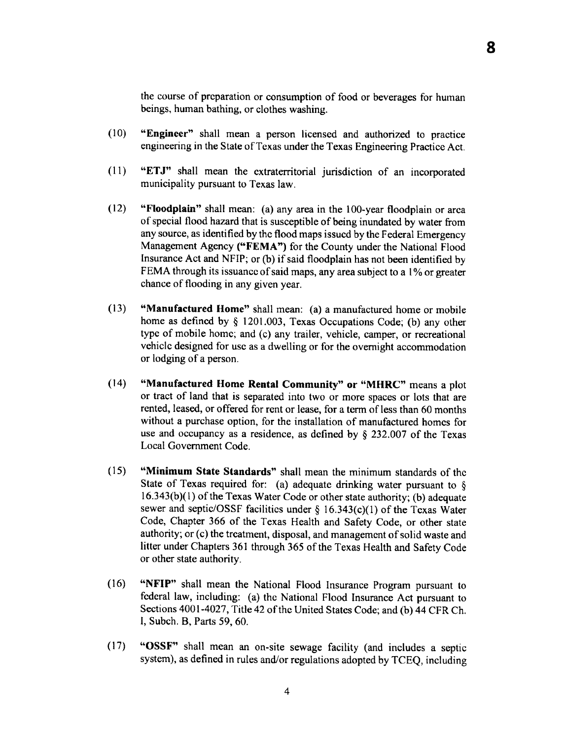the course of preparation or consumption of food or beverages for human beings, human bathing, or clothes washing.

(10) **"Engineer"** shall mean a person licensed and authorized to practice engineering in the State of Texas under the Texas Engineering Practice Act.

(11) **"ETJ"** shall mean the extraterritorial jurisdiction of an incorporated municipality pursuant to Texas law.

(12) **"Floodplain"** shall mean: (a) any area in the 100-year floodplain or area of special flood hazard that is susceptible of being inundated by water from any source, as identified by the flood maps issued by the Federal Emergency Management Agency **("FEMA")** for the County under the National Flood Insurance Act and NFIP; or (b) if said floodplain has not been identified by FEMA through its issuance of said maps, any area subject to a 1% or greater chance of flooding in any given year.

(13) **"Manufactured Home"** shall mean: (a) a manufactured home or mobile home as defined by § 1201.003, Texas Occupations Code; (b) any other type of mobile home; and (c) any trailer, vehicle, camper, or recreational vehicle designed for use as a dwelling or for the overnight accommodation or lodging of a person.

(14) **"Manufactured Home Rental Community" or "MHRC"** means a plot or tract of land that is separated into two or more spaces or lots that are rented, leased, or offered for rent or lease, for a term of less than 60 months without a purchase option, for the installation of manufactured homes for use and occupancy as a residence, as defined by § 232.007 of the Texas Local Government Code.

(15) **"Minimum State Standards"** shall mean the minimum standards of the State of Texas required for: (a) adequate drinking water pursuant to § 16.343(b)(1) of the Texas Water Code or other state authority; (b) adequate sewer and septic/OSSF facilities under § 16.343(c)(1) of the Texas Water Code, Chapter 366 of the Texas Health and Safety Code, or other state authority; or (c) the treatment, disposal, and management of solid waste and litter under Chapters 361 through 365 of the Texas Health and Safety Code or other state authority.

(16) **"NFIP"** shall mean the National Flood Insurance Program pursuant to federal law, including: (a) the National Flood Insurance Act pursuant to Sections 4001-4027, Title 42 of the United States Code; and (b) 44 CFR Ch. I, Subch. B, Parts 59, 60.

(17) **"OSSF"** shall mean an on-site sewage facility (and includes a septic system), as defined in rules and/or regulations adopted by TCEQ, including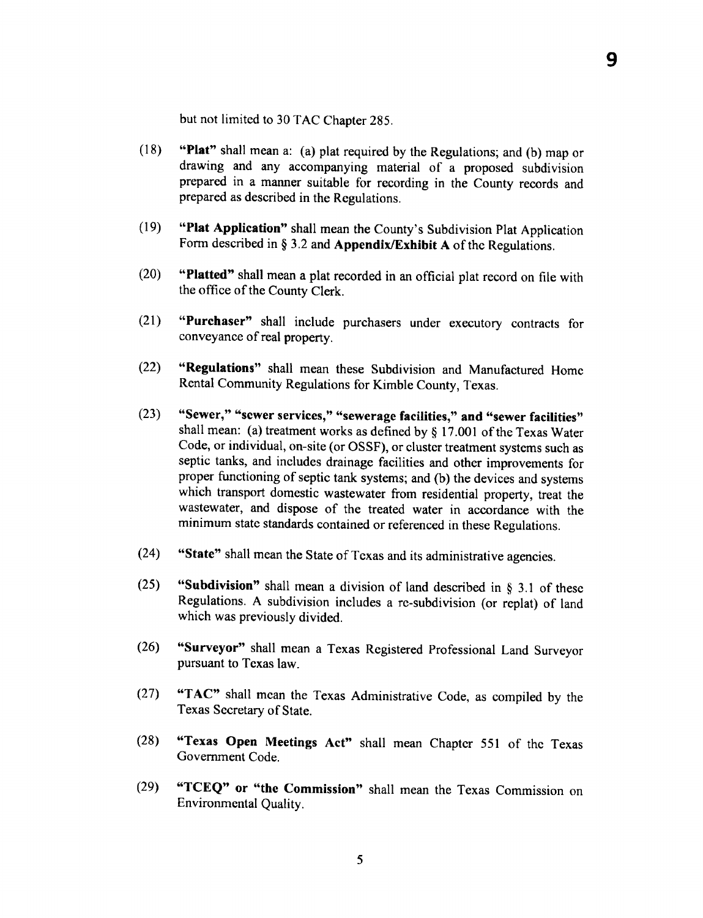but not limited to 30 TAC Chapter 285.

(18) **"Plat"** shall mean a: (a) plat required by the Regulations; and (b) map or drawing and any accompanying material of a proposed subdivision prepared in a manner suitable for recording in the County records and prepared as described in the Regulations.

(19) **"Plat Application"** shall mean the County's Subdivision Plat Application Form described in § 3.2 and **Appendix/Exhibit A** of the Regulations.

(20) **"Platted"** shall mean a plat recorded in an official plat record on file with the office of the County Clerk.

(21) **"Purchaser"** shall include purchasers under executory contracts for conveyance of real property.

(22) **"Regulations"** shall mean these Subdivision and Manufactured Home Rental Community Regulations for Kimble County, Texas.

(23) **"Sewer," "sewer services," "sewerage facilities," and "sewer facilities"** shall mean: (a) treatment works as defined by § 17.001 of the Texas Water Code, or individual, on-site (or OSSF), or cluster treatment systems such as septic tanks, and includes drainage facilities and other improvements for proper functioning of septic tank systems; and (b) the devices and systems which transport domestic wastewater from residential property, treat the wastewater, and dispose of the treated water in accordance with the minimum state standards contained or referenced in these Regulations.

(24) **"State"** shall mean the State of Texas and its administrative agencies.

(25) **"Subdivision"** shall mean a division of land described in § 3.1 of these Regulations. A subdivision includes a re-subdivision (or replat) of land which was previously divided.

(26) **"Surveyor"** shall mean a Texas Registered Professional Land Surveyor pursuant to Texas law.

(27) **"TAC"** shall mean the Texas Administrative Code, as compiled by the Texas Secretary of State.

(28) **"Texas Open Meetings Act"** shall mean Chapter 551 of the Texas Government Code.

(29) **"TCEQ" or "the Commission"** shall mean the Texas Commission on Environmental Quality.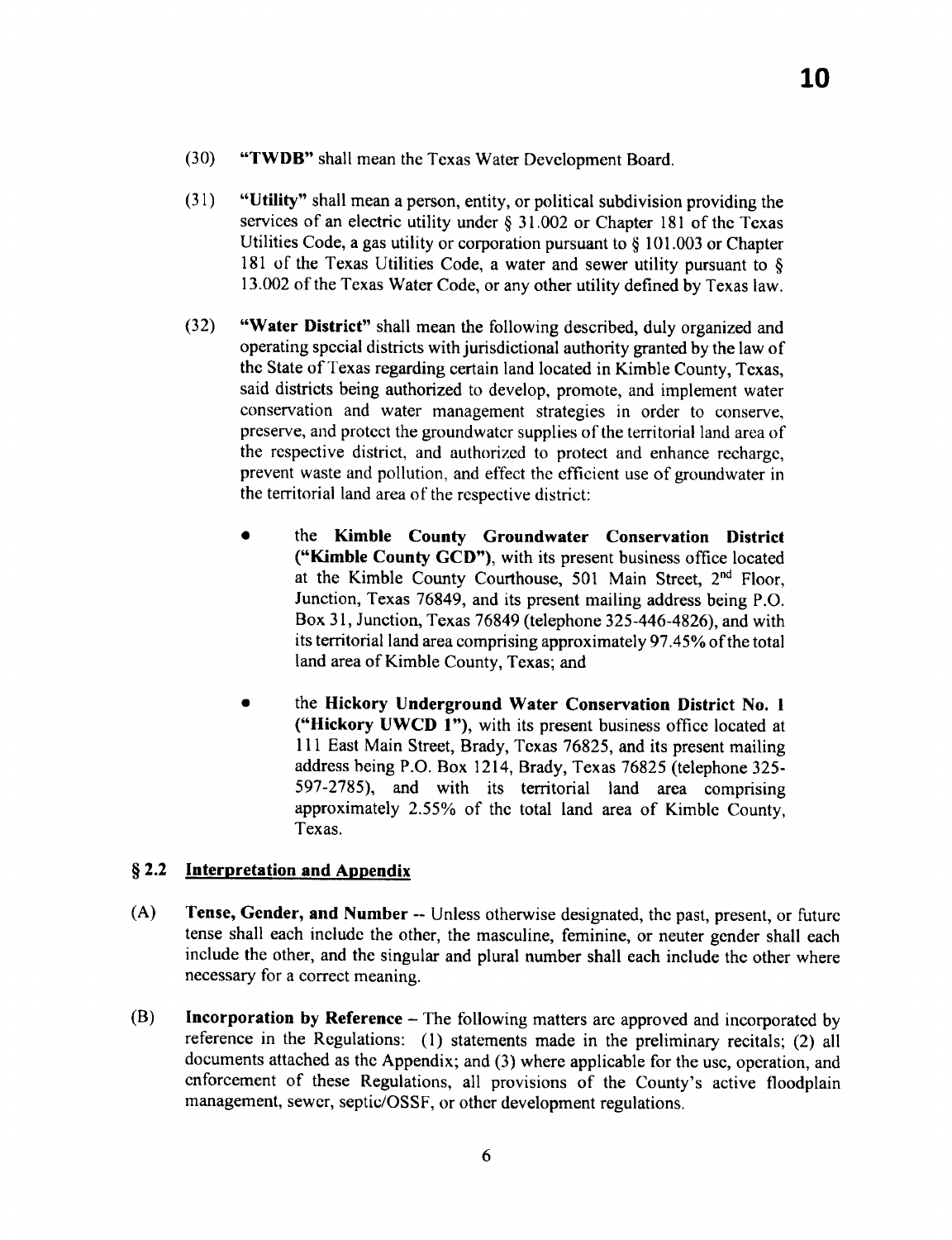(30) **"TWDB"** shall mean the Texas Water Development Board.

(31) **"Utility"** shall mean a person, entity, or political subdivision providing the services of an electric utility under § 31.002 or Chapter 181 of the Texas Utilities Code, a gas utility or corporation pursuant to § 101.003 or Chapter 181 of the Texas Utilities Code, a water and sewer utility pursuant to § 13.002 of the Texas Water Code, or any other utility defined by Texas law.

(32) **"Water District"** shall mean the following described, duly organized and operating special districts with jurisdictional authority granted by the law of the State of Texas regarding certain land located in Kimble County, Texas, said districts being authorized to develop, promote, and implement water conservation and water management strategies in order to conserve, preserve, and protect the groundwater supplies of the territorial land area of the respective district, and authorized to protect and enhance recharge, prevent waste and pollution, and effect the efficient use of groundwater in the territorial land area of the respective district:

- the **Kimble County Groundwater Conservation District ("Kimble County GCD")**, with its present business office located at the Kimble County Courthouse, 501 Main Street, 2nd Floor, Junction, Texas 76849, and its present mailing address being P.O. Box 31, Junction, Texas 76849 (telephone 325-446-4826), and with its territorial land area comprising approximately 97.45% of the total land area of Kimble County, Texas; and

- the **Hickory Underground Water Conservation District No. 1 ("Hickory UWCD 1")**, with its present business office located at 111 East Main Street, Brady, Texas 76825, and its present mailing address being P.O. Box 1214, Brady, Texas 76825 (telephone 325-597-2785), and with its territorial land area comprising approximately 2.55% of the total land area of Kimble County, Texas.

## § 2.2 Interpretation and Appendix

(A) **Tense, Gender, and Number** -- Unless otherwise designated, the past, present, or future tense shall each include the other, the masculine, feminine, or neuter gender shall each include the other, and the singular and plural number shall each include the other where necessary for a correct meaning.

(B) **Incorporation by Reference** – The following matters are approved and incorporated by reference in the Regulations: (1) statements made in the preliminary recitals; (2) all documents attached as the Appendix; and (3) where applicable for the use, operation, and enforcement of these Regulations, all provisions of the County's active floodplain management, sewer, septic/OSSF, or other development regulations.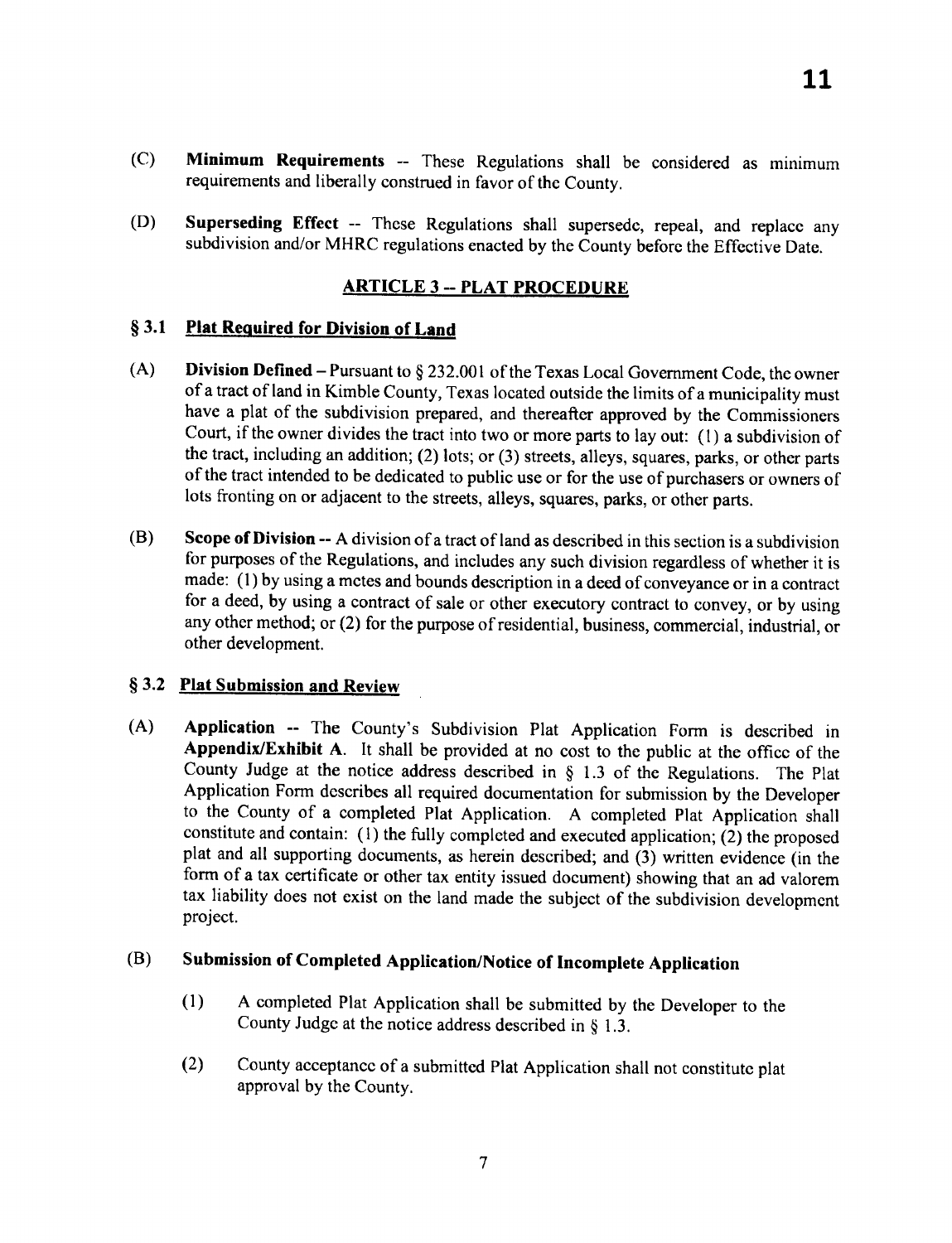(C) **Minimum Requirements** -- These Regulations shall be considered as minimum requirements and liberally construed in favor of the County.

(D) **Superseding Effect** -- These Regulations shall supersede, repeal, and replace any subdivision and/or MHRC regulations enacted by the County before the Effective Date.

## ARTICLE 3 -- PLAT PROCEDURE

### § 3.1 Plat Required for Division of Land

(A) **Division Defined** – Pursuant to § 232.001 of the Texas Local Government Code, the owner of a tract of land in Kimble County, Texas located outside the limits of a municipality must have a plat of the subdivision prepared, and thereafter approved by the Commissioners Court, if the owner divides the tract into two or more parts to lay out: (1) a subdivision of the tract, including an addition; (2) lots; or (3) streets, alleys, squares, parks, or other parts of the tract intended to be dedicated to public use or for the use of purchasers or owners of lots fronting on or adjacent to the streets, alleys, squares, parks, or other parts.

(B) **Scope of Division** -- A division of a tract of land as described in this section is a subdivision for purposes of the Regulations, and includes any such division regardless of whether it is made: (1) by using a metes and bounds description in a deed of conveyance or in a contract for a deed, by using a contract of sale or other executory contract to convey, or by using any other method; or (2) for the purpose of residential, business, commercial, industrial, or other development.

### § 3.2 Plat Submission and Review

(A) **Application** -- The County's Subdivision Plat Application Form is described in **Appendix/Exhibit A**. It shall be provided at no cost to the public at the office of the County Judge at the notice address described in § 1.3 of the Regulations. The Plat Application Form describes all required documentation for submission by the Developer to the County of a completed Plat Application. A completed Plat Application shall constitute and contain: (1) the fully completed and executed application; (2) the proposed plat and all supporting documents, as herein described; and (3) written evidence (in the form of a tax certificate or other tax entity issued document) showing that an ad valorem tax liability does not exist on the land made the subject of the subdivision development project.

(B) **Submission of Completed Application/Notice of Incomplete Application**

(1) A completed Plat Application shall be submitted by the Developer to the County Judge at the notice address described in § 1.3.

(2) County acceptance of a submitted Plat Application shall not constitute plat approval by the County.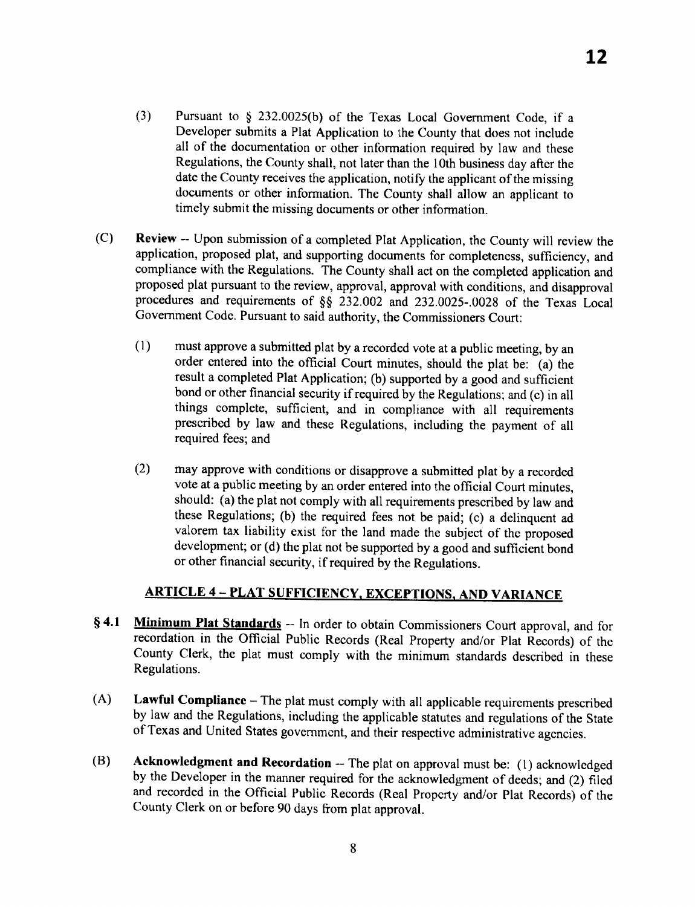(3) Pursuant to § 232.0025(b) of the Texas Local Government Code, if a Developer submits a Plat Application to the County that does not include all of the documentation or other information required by law and these Regulations, the County shall, not later than the 10th business day after the date the County receives the application, notify the applicant of the missing documents or other information. The County shall allow an applicant to timely submit the missing documents or other information.

(C) **Review** -- Upon submission of a completed Plat Application, the County will review the application, proposed plat, and supporting documents for completeness, sufficiency, and compliance with the Regulations. The County shall act on the completed application and proposed plat pursuant to the review, approval, approval with conditions, and disapproval procedures and requirements of §§ 232.002 and 232.0025-.0028 of the Texas Local Government Code. Pursuant to said authority, the Commissioners Court:

(1) must approve a submitted plat by a recorded vote at a public meeting, by an order entered into the official Court minutes, should the plat be: (a) the result a completed Plat Application; (b) supported by a good and sufficient bond or other financial security if required by the Regulations; and (c) in all things complete, sufficient, and in compliance with all requirements prescribed by law and these Regulations, including the payment of all required fees; and

(2) may approve with conditions or disapprove a submitted plat by a recorded vote at a public meeting by an order entered into the official Court minutes, should: (a) the plat not comply with all requirements prescribed by law and these Regulations; (b) the required fees not be paid; (c) a delinquent ad valorem tax liability exist for the land made the subject of the proposed development; or (d) the plat not be supported by a good and sufficient bond or other financial security, if required by the Regulations.

## ARTICLE 4 – PLAT SUFFICIENCY, EXCEPTIONS, AND VARIANCE

**§ 4.1** **Minimum Plat Standards** -- In order to obtain Commissioners Court approval, and for recordation in the Official Public Records (Real Property and/or Plat Records) of the County Clerk, the plat must comply with the minimum standards described in these Regulations.

(A) **Lawful Compliance** – The plat must comply with all applicable requirements prescribed by law and the Regulations, including the applicable statutes and regulations of the State of Texas and United States government, and their respective administrative agencies.

(B) **Acknowledgment and Recordation** -- The plat on approval must be: (1) acknowledged by the Developer in the manner required for the acknowledgment of deeds; and (2) filed and recorded in the Official Public Records (Real Property and/or Plat Records) of the County Clerk on or before 90 days from plat approval.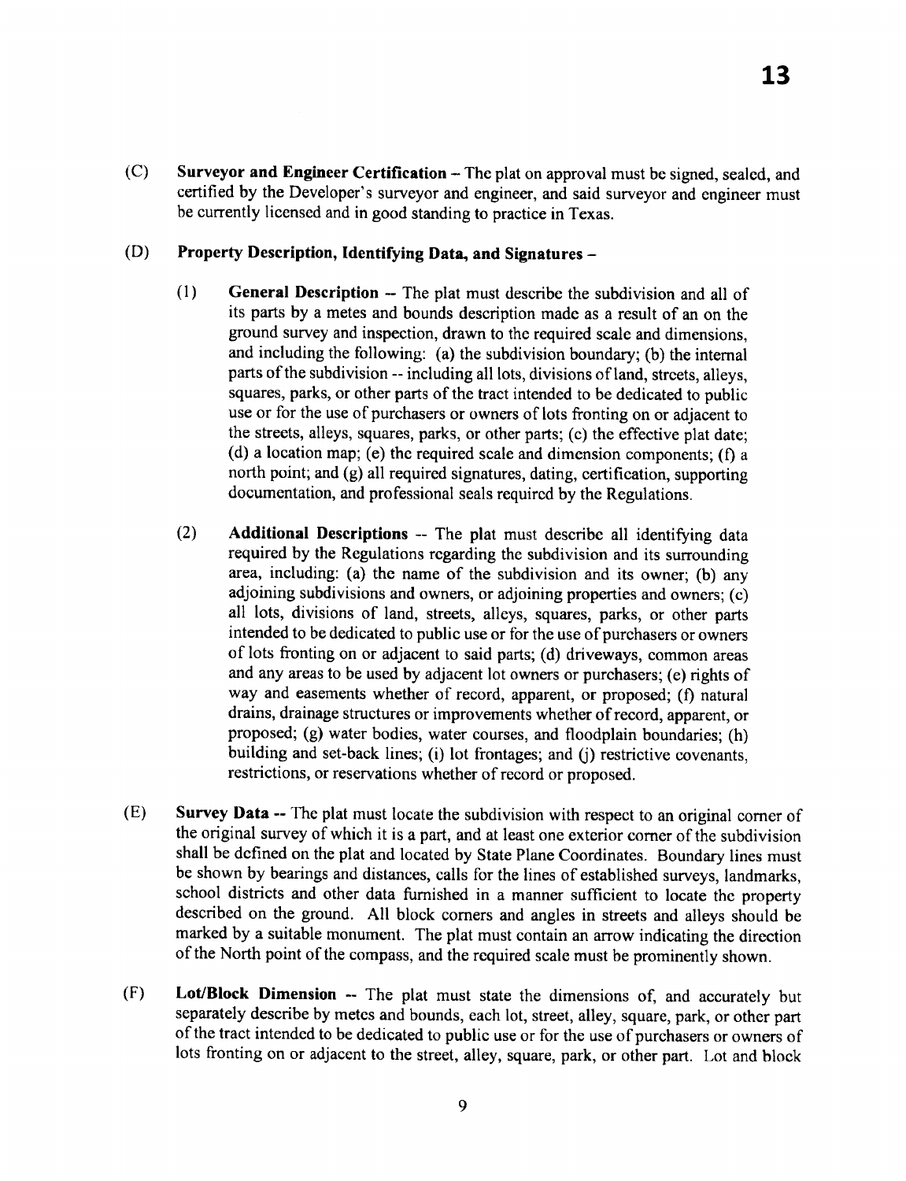(C) **Surveyor and Engineer Certification** – The plat on approval must be signed, sealed, and certified by the Developer's surveyor and engineer, and said surveyor and engineer must be currently licensed and in good standing to practice in Texas.

(D) **Property Description, Identifying Data, and Signatures –**

(1) **General Description** -- The plat must describe the subdivision and all of its parts by a metes and bounds description made as a result of an on the ground survey and inspection, drawn to the required scale and dimensions, and including the following: (a) the subdivision boundary; (b) the internal parts of the subdivision -- including all lots, divisions of land, streets, alleys, squares, parks, or other parts of the tract intended to be dedicated to public use or for the use of purchasers or owners of lots fronting on or adjacent to the streets, alleys, squares, parks, or other parts; (c) the effective plat date; (d) a location map; (e) the required scale and dimension components; (f) a north point; and (g) all required signatures, dating, certification, supporting documentation, and professional seals required by the Regulations.

(2) **Additional Descriptions** -- The plat must describe all identifying data required by the Regulations regarding the subdivision and its surrounding area, including: (a) the name of the subdivision and its owner; (b) any adjoining subdivisions and owners, or adjoining properties and owners; (c) all lots, divisions of land, streets, alleys, squares, parks, or other parts intended to be dedicated to public use or for the use of purchasers or owners of lots fronting on or adjacent to said parts; (d) driveways, common areas and any areas to be used by adjacent lot owners or purchasers; (e) rights of way and easements whether of record, apparent, or proposed; (f) natural drains, drainage structures or improvements whether of record, apparent, or proposed; (g) water bodies, water courses, and floodplain boundaries; (h) building and set-back lines; (i) lot frontages; and (j) restrictive covenants, restrictions, or reservations whether of record or proposed.

(E) **Survey Data** -- The plat must locate the subdivision with respect to an original corner of the original survey of which it is a part, and at least one exterior corner of the subdivision shall be defined on the plat and located by State Plane Coordinates. Boundary lines must be shown by bearings and distances, calls for the lines of established surveys, landmarks, school districts and other data furnished in a manner sufficient to locate the property described on the ground. All block corners and angles in streets and alleys should be marked by a suitable monument. The plat must contain an arrow indicating the direction of the North point of the compass, and the required scale must be prominently shown.

(F) **Lot/Block Dimension** -- The plat must state the dimensions of, and accurately but separately describe by metes and bounds, each lot, street, alley, square, park, or other part of the tract intended to be dedicated to public use or for the use of purchasers or owners of lots fronting on or adjacent to the street, alley, square, park, or other part. Lot and block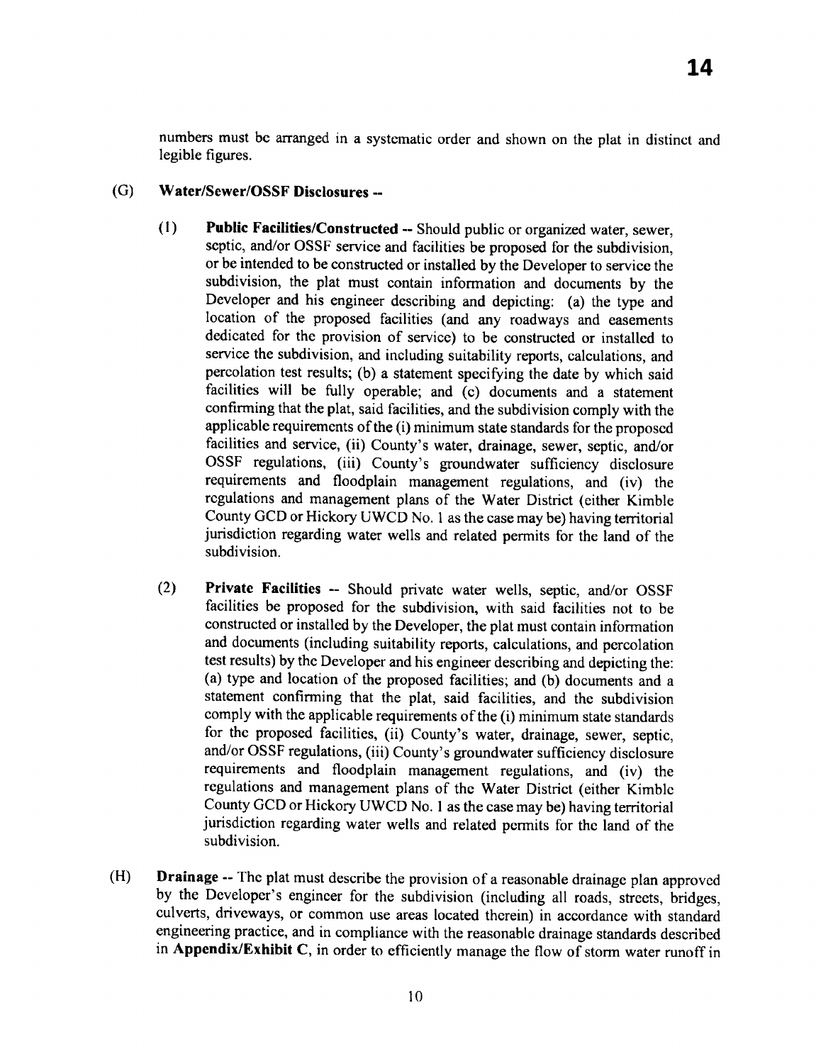numbers must be arranged in a systematic order and shown on the plat in distinct and legible figures.

(G) **Water/Sewer/OSSF Disclosures --**

(1) **Public Facilities/Constructed --** Should public or organized water, sewer, septic, and/or OSSF service and facilities be proposed for the subdivision, or be intended to be constructed or installed by the Developer to service the subdivision, the plat must contain information and documents by the Developer and his engineer describing and depicting: (a) the type and location of the proposed facilities (and any roadways and easements dedicated for the provision of service) to be constructed or installed to service the subdivision, and including suitability reports, calculations, and percolation test results; (b) a statement specifying the date by which said facilities will be fully operable; and (c) documents and a statement confirming that the plat, said facilities, and the subdivision comply with the applicable requirements of the (i) minimum state standards for the proposed facilities and service, (ii) County's water, drainage, sewer, septic, and/or OSSF regulations, (iii) County's groundwater sufficiency disclosure requirements and floodplain management regulations, and (iv) the regulations and management plans of the Water District (either Kimble County GCD or Hickory UWCD No. 1 as the case may be) having territorial jurisdiction regarding water wells and related permits for the land of the subdivision.

(2) **Private Facilities --** Should private water wells, septic, and/or OSSF facilities be proposed for the subdivision, with said facilities not to be constructed or installed by the Developer, the plat must contain information and documents (including suitability reports, calculations, and percolation test results) by the Developer and his engineer describing and depicting the: (a) type and location of the proposed facilities; and (b) documents and a statement confirming that the plat, said facilities, and the subdivision comply with the applicable requirements of the (i) minimum state standards for the proposed facilities, (ii) County's water, drainage, sewer, septic, and/or OSSF regulations, (iii) County's groundwater sufficiency disclosure requirements and floodplain management regulations, and (iv) the regulations and management plans of the Water District (either Kimble County GCD or Hickory UWCD No. 1 as the case may be) having territorial jurisdiction regarding water wells and related permits for the land of the subdivision.

(H) **Drainage --** The plat must describe the provision of a reasonable drainage plan approved by the Developer's engineer for the subdivision (including all roads, streets, bridges, culverts, driveways, or common use areas located therein) in accordance with standard engineering practice, and in compliance with the reasonable drainage standards described in **Appendix/Exhibit C**, in order to efficiently manage the flow of storm water runoff in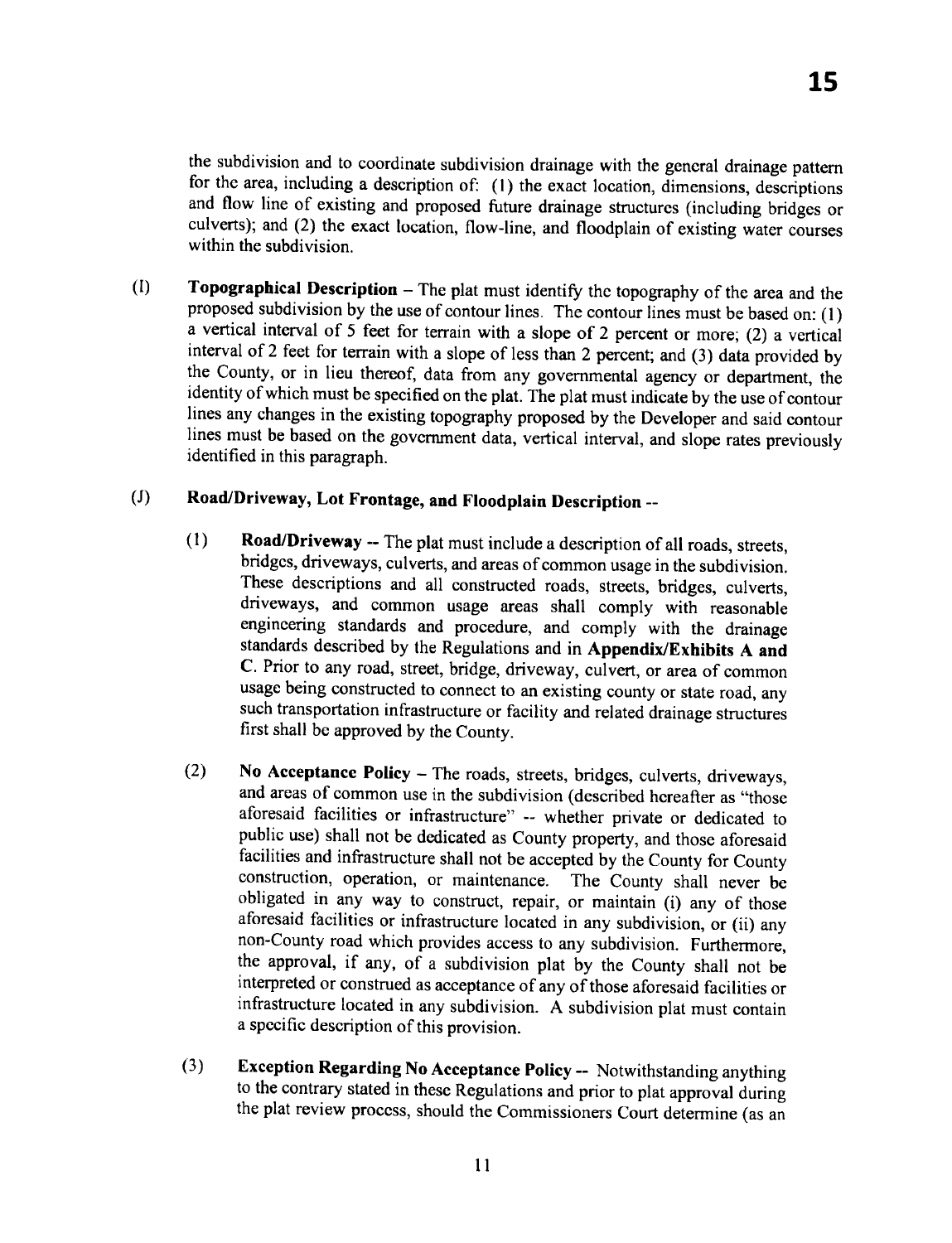the subdivision and to coordinate subdivision drainage with the general drainage pattern for the area, including a description of: (1) the exact location, dimensions, descriptions and flow line of existing and proposed future drainage structures (including bridges or culverts); and (2) the exact location, flow-line, and floodplain of existing water courses within the subdivision.

(I) **Topographical Description** – The plat must identify the topography of the area and the proposed subdivision by the use of contour lines. The contour lines must be based on: (1) a vertical interval of 5 feet for terrain with a slope of 2 percent or more; (2) a vertical interval of 2 feet for terrain with a slope of less than 2 percent; and (3) data provided by the County, or in lieu thereof, data from any governmental agency or department, the identity of which must be specified on the plat. The plat must indicate by the use of contour lines any changes in the existing topography proposed by the Developer and said contour lines must be based on the government data, vertical interval, and slope rates previously identified in this paragraph.

(J) **Road/Driveway, Lot Frontage, and Floodplain Description** --

(1) **Road/Driveway** -- The plat must include a description of all roads, streets, bridges, driveways, culverts, and areas of common usage in the subdivision. These descriptions and all constructed roads, streets, bridges, culverts, driveways, and common usage areas shall comply with reasonable engineering standards and procedure, and comply with the drainage standards described by the Regulations and in **Appendix/Exhibits A and C**. Prior to any road, street, bridge, driveway, culvert, or area of common usage being constructed to connect to an existing county or state road, any such transportation infrastructure or facility and related drainage structures first shall be approved by the County.

(2) **No Acceptance Policy** – The roads, streets, bridges, culverts, driveways, and areas of common use in the subdivision (described hereafter as "those aforesaid facilities or infrastructure" -- whether private or dedicated to public use) shall not be dedicated as County property, and those aforesaid facilities and infrastructure shall not be accepted by the County for County construction, operation, or maintenance. The County shall never be obligated in any way to construct, repair, or maintain (i) any of those aforesaid facilities or infrastructure located in any subdivision, or (ii) any non-County road which provides access to any subdivision. Furthermore, the approval, if any, of a subdivision plat by the County shall not be interpreted or construed as acceptance of any of those aforesaid facilities or infrastructure located in any subdivision. A subdivision plat must contain a specific description of this provision.

(3) **Exception Regarding No Acceptance Policy** -- Notwithstanding anything to the contrary stated in these Regulations and prior to plat approval during the plat review process, should the Commissioners Court determine (as an